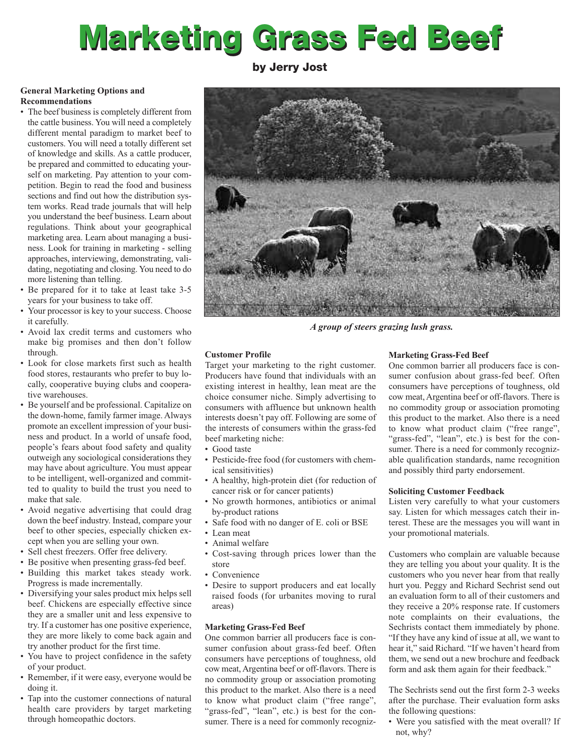# Marketing Grass Fed Beef

**by Jerry Jost**

**General Marketing Options and Recommendations**

- The beef business is completely different from the cattle business. You will need a completely different mental paradigm to market beef to customers. You will need a totally different set of knowledge and skills. As a cattle producer, be prepared and committed to educating yourself on marketing. Pay attention to your competition. Begin to read the food and business sections and find out how the distribution system works. Read trade journals that will help you understand the beef business. Learn about regulations. Think about your geographical marketing area. Learn about managing a business. Look for training in marketing - selling approaches, interviewing, demonstrating, validating, negotiating and closing. You need to do more listening than telling.
- Be prepared for it to take at least take 3-5 years for your business to take off.
- Your processor is key to your success. Choose it carefully.
- Avoid lax credit terms and customers who make big promises and then don't follow through.
- Look for close markets first such as health food stores, restaurants who prefer to buy locally, cooperative buying clubs and cooperative warehouses.
- Be yourself and be professional. Capitalize on the down-home, family farmer image. Always promote an excellent impression of your business and product. In a world of unsafe food, people's fears about food safety and quality outweigh any sociological considerations they may have about agriculture. You must appear to be intelligent, well-organized and committed to quality to build the trust you need to make that sale.
- Avoid negative advertising that could drag down the beef industry. Instead, compare your beef to other species, especially chicken except when you are selling your own.
- Sell chest freezers. Offer free delivery.
- Be positive when presenting grass-fed beef.
- Building this market takes steady work. Progress is made incrementally.
- Diversifying your sales product mix helps sell beef. Chickens are especially effective since they are a smaller unit and less expensive to try. If a customer has one positive experience, they are more likely to come back again and try another product for the first time.
- You have to project confidence in the safety of your product.
- Remember, if it were easy, everyone would be doing it.
- Tap into the customer connections of natural health care providers by target marketing through homeopathic doctors.

*A group of steers grazing lush grass.*

**Customer Profile**

Target your marketing to the right customer. Producers have found that individuals with an existing interest in healthy, lean meat are the choice consumer niche. Simply advertising to consumers with affluence but unknown health interests doesn't pay off. Following are some of the interests of consumers within the grass-fed beef marketing niche:

- Good taste
- Pesticide-free food (for customers with chemical sensitivities)
- A healthy, high-protein diet (for reduction of cancer risk or for cancer patients)
- No growth hormones, antibiotics or animal by-product rations
- Safe food with no danger of E. coli or BSE
- Lean meat
- Animal welfare
- Cost-saving through prices lower than the store
- Convenience
- Desire to support producers and eat locally raised foods (for urbanites moving to rural areas)

**Marketing Grass-Fed Beef**

One common barrier all producers face is consumer confusion about grass-fed beef. Often consumers have perceptions of toughness, old cow meat, Argentina beef or off-flavors. There is no commodity group or association promoting this product to the market. Also there is a need to know what product claim ("free range", "grass-fed", "lean", etc.) is best for the consumer. There is a need for commonly recognizable qualification standards, name recognition and possibly third party endorsement.

**Marketing Grass-Fed Beef**

One common barrier all producers face is consumer confusion about grass-fed beef. Often consumers have perceptions of toughness, old cow meat, Argentina beef or off-flavors. There is no commodity group or association promoting this product to the market. Also there is a need to know what product claim ("free range", "grass-fed", "lean", etc.) is best for the consumer. There is a need for commonly recognizable qualification standards, name recognition and possibly third party endorsement.

**Soliciting Customer Feedback**

Listen very carefully to what your customers say. Listen for which messages catch their interest. These are the messages you will want in your promotional materials.

Customers who complain are valuable because they are telling you about your quality. It is the customers who you never hear from that really hurt you. Peggy and Richard Sechrist send out an evaluation form to all of their customers and they receive a 20% response rate. If customers note complaints on their evaluations, the Sechrists contact them immediately by phone. "If they have any kind of issue at all, we want to hear it," said Richard. "If we haven't heard from them, we send out a new brochure and feedback form and ask them again for their feedback."

The Sechrists send out the first form 2-3 weeks after the purchase. Their evaluation form asks the following questions:

- Were you satisfied with the meat overall? If not, why?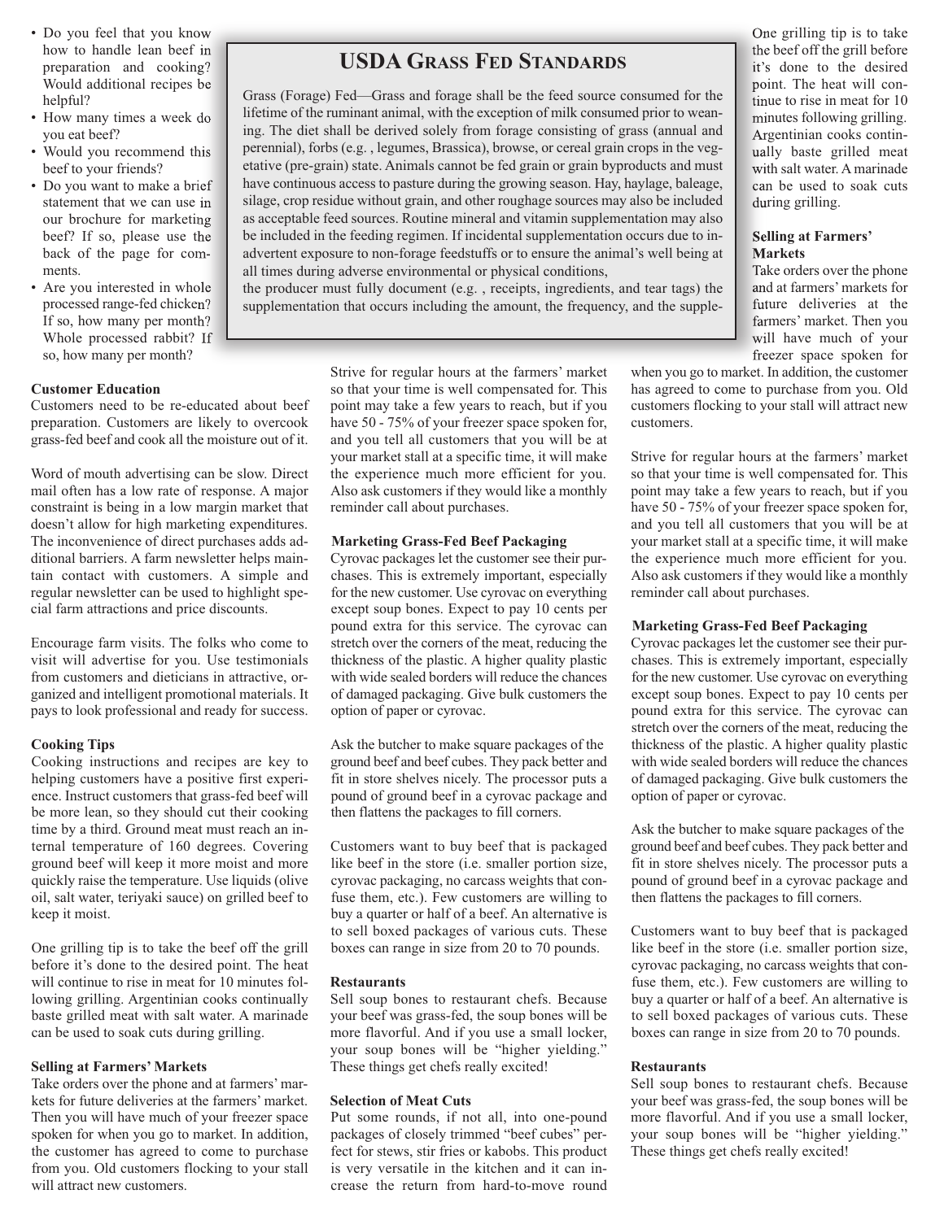- Do you feel that you know how to handle lean beef in preparation and cooking? Would additional recipes be helpful?
- How many times a week do you eat beef?
- Would you recommend this beef to your friends?
- Do you want to make a brief statement that we can use in our brochure for marketing beef? If so, please use the back of the page for comments.
- Are you interested in whole processed range-fed chicken? If so, how many per month? Whole processed rabbit? If so, how many per month?

## USDA Grass Fed Standards

Grass (Forage) Fed—Grass and forage shall be the feed source consumed for the lifetime of the ruminant animal, with the exception of milk consumed prior to weaning. The diet shall be derived solely from forage consisting of grass (annual and perennial), forbs (e.g. , legumes, Brassica), browse, or cereal grain crops in the vegetative (pre-grain) state. Animals cannot be fed grain or grain byproducts and must have continuous access to pasture during the growing season. Hay, haylage, baleage, silage, crop residue without grain, and other roughage sources may also be included as acceptable feed sources. Routine mineral and vitamin supplementation may also be included in the feeding regimen. If incidental supplementation occurs due to inadvertent exposure to non-forage feedstuffs or to ensure the animal's well being at all times during adverse environmental or physical conditions,
the producer must fully document (e.g. , receipts, ingredients, and tear tags) the supplementation that occurs including the amount, the frequency, and the supple-

### Customer Education

Customers need to be re-educated about beef preparation. Customers are likely to overcook grass-fed beef and cook all the moisture out of it.

Word of mouth advertising can be slow. Direct mail often has a low rate of response. A major constraint is being in a low margin market that doesn't allow for high marketing expenditures. The inconvenience of direct purchases adds additional barriers. A farm newsletter helps maintain contact with customers. A simple and regular newsletter can be used to highlight special farm attractions and price discounts.

Encourage farm visits. The folks who come to visit will advertise for you. Use testimonials from customers and dieticians in attractive, organized and intelligent promotional materials. It pays to look professional and ready for success.

### Cooking Tips

Cooking instructions and recipes are key to helping customers have a positive first experience. Instruct customers that grass-fed beef will be more lean, so they should cut their cooking time by a third. Ground meat must reach an internal temperature of 160 degrees. Covering ground beef will keep it more moist and more quickly raise the temperature. Use liquids (olive oil, salt water, teriyaki sauce) on grilled beef to keep it moist.

One grilling tip is to take the beef off the grill before it's done to the desired point. The heat will continue to rise in meat for 10 minutes following grilling. Argentinian cooks continually baste grilled meat with salt water. A marinade can be used to soak cuts during grilling.

### Selling at Farmers' Markets

Take orders over the phone and at farmers' markets for future deliveries at the farmers' market. Then you will have much of your freezer space spoken for when you go to market. In addition, the customer has agreed to come to purchase from you. Old customers flocking to your stall will attract new customers.

Strive for regular hours at the farmers' market so that your time is well compensated for. This point may take a few years to reach, but if you have 50 - 75% of your freezer space spoken for, and you tell all customers that you will be at your market stall at a specific time, it will make the experience much more efficient for you. Also ask customers if they would like a monthly reminder call about purchases.

### Marketing Grass-Fed Beef Packaging

Cyrovac packages let the customer see their purchases. This is extremely important, especially for the new customer. Use cyrovac on everything except soup bones. Expect to pay 10 cents per pound extra for this service. The cyrovac can stretch over the corners of the meat, reducing the thickness of the plastic. A higher quality plastic with wide sealed borders will reduce the chances of damaged packaging. Give bulk customers the option of paper or cyrovac.

Ask the butcher to make square packages of the ground beef and beef cubes. They pack better and fit in store shelves nicely. The processor puts a pound of ground beef in a cyrovac package and then flattens the packages to fill corners.

Customers want to buy beef that is packaged like beef in the store (i.e. smaller portion size, cyrovac packaging, no carcass weights that confuse them, etc.). Few customers are willing to buy a quarter or half of a beef. An alternative is to sell boxed packages of various cuts. These boxes can range in size from 20 to 70 pounds.

### Restaurants

Sell soup bones to restaurant chefs. Because your beef was grass-fed, the soup bones will be more flavorful. And if you use a small locker, your soup bones will be "higher yielding." These things get chefs really excited!

### Selection of Meat Cuts

Put some rounds, if not all, into one-pound packages of closely trimmed "beef cubes" perfect for stews, stir fries or kabobs. This product is very versatile in the kitchen and it can increase the return from hard-to-move round

One grilling tip is to take the beef off the grill before it's done to the desired point. The heat will continue to rise in meat for 10 minutes following grilling. Argentinian cooks continually baste grilled meat with salt water. A marinade can be used to soak cuts during grilling.

### Selling at Farmers' Markets

Take orders over the phone and at farmers' markets for future deliveries at the farmers' market. Then you will have much of your freezer space spoken for when you go to market. In addition, the customer has agreed to come to purchase from you. Old customers flocking to your stall will attract new customers.

Strive for regular hours at the farmers' market so that your time is well compensated for. This point may take a few years to reach, but if you have 50 - 75% of your freezer space spoken for, and you tell all customers that you will be at your market stall at a specific time, it will make the experience much more efficient for you. Also ask customers if they would like a monthly reminder call about purchases.

### Marketing Grass-Fed Beef Packaging

Cyrovac packages let the customer see their purchases. This is extremely important, especially for the new customer. Use cyrovac on everything except soup bones. Expect to pay 10 cents per pound extra for this service. The cyrovac can stretch over the corners of the meat, reducing the thickness of the plastic. A higher quality plastic with wide sealed borders will reduce the chances of damaged packaging. Give bulk customers the option of paper or cyrovac.

Ask the butcher to make square packages of the ground beef and beef cubes. They pack better and fit in store shelves nicely. The processor puts a pound of ground beef in a cyrovac package and then flattens the packages to fill corners.

Customers want to buy beef that is packaged like beef in the store (i.e. smaller portion size, cyrovac packaging, no carcass weights that confuse them, etc.). Few customers are willing to buy a quarter or half of a beef. An alternative is to sell boxed packages of various cuts. These boxes can range in size from 20 to 70 pounds.

### Restaurants

Sell soup bones to restaurant chefs. Because your beef was grass-fed, the soup bones will be more flavorful. And if you use a small locker, your soup bones will be "higher yielding." These things get chefs really excited!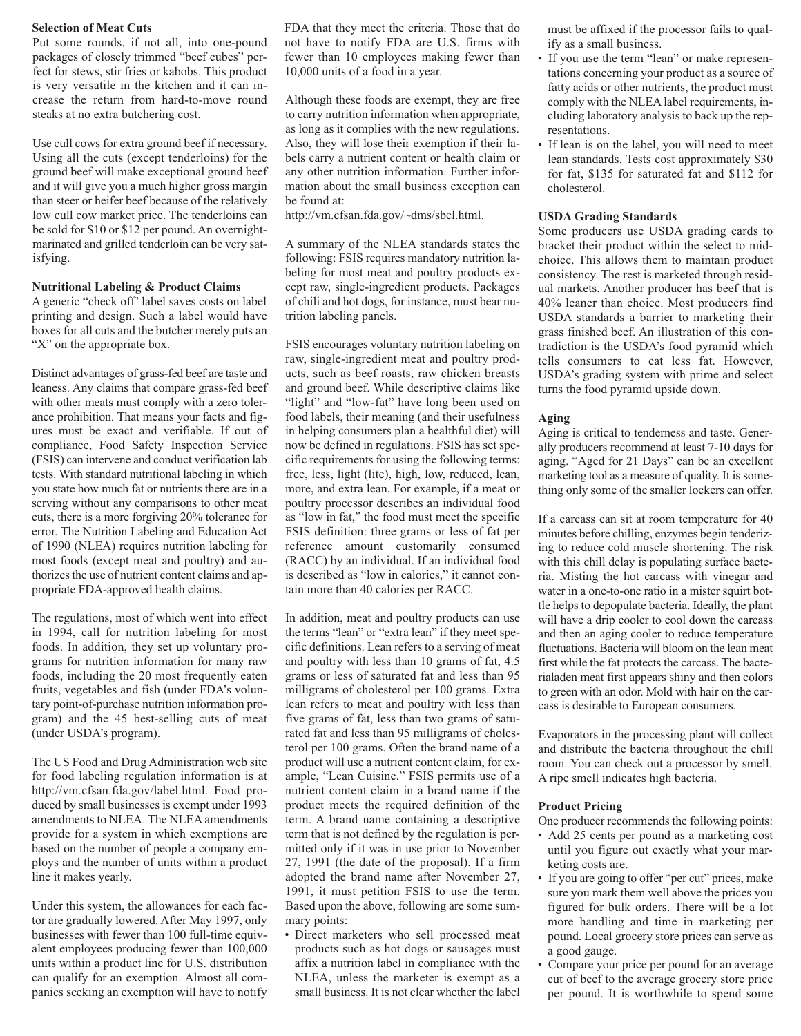**Selection of Meat Cuts**

Put some rounds, if not all, into one-pound packages of closely trimmed "beef cubes" perfect for stews, stir fries or kabobs. This product is very versatile in the kitchen and it can increase the return from hard-to-move round steaks at no extra butchering cost.

Use cull cows for extra ground beef if necessary. Using all the cuts (except tenderloins) for the ground beef will make exceptional ground beef and it will give you a much higher gross margin than steer or heifer beef because of the relatively low cull cow market price. The tenderloins can be sold for $10 or $12 per pound. An overnight-marinated and grilled tenderloin can be very satisfying.

**Nutritional Labeling & Product Claims**

A generic "check off" label saves costs on label printing and design. Such a label would have boxes for all cuts and the butcher merely puts an "X" on the appropriate box.

Distinct advantages of grass-fed beef are taste and leaness. Any claims that compare grass-fed beef with other meats must comply with a zero tolerance prohibition. That means your facts and figures must be exact and verifiable. If out of compliance, Food Safety Inspection Service (FSIS) can intervene and conduct verification lab tests. With standard nutritional labeling in which you state how much fat or nutrients there are in a serving without any comparisons to other meat cuts, there is a more forgiving 20% tolerance for error. The Nutrition Labeling and Education Act of 1990 (NLEA) requires nutrition labeling for most foods (except meat and poultry) and authorizes the use of nutrient content claims and appropriate FDA-approved health claims.

The regulations, most of which went into effect in 1994, call for nutrition labeling for most foods. In addition, they set up voluntary programs for nutrition information for many raw foods, including the 20 most frequently eaten fruits, vegetables and fish (under FDA's voluntary point-of-purchase nutrition information program) and the 45 best-selling cuts of meat (under USDA's program).

The US Food and Drug Administration web site for food labeling regulation information is at http://vm.cfsan.fda.gov/label.html. Food produced by small businesses is exempt under 1993 amendments to NLEA. The NLEA amendments provide for a system in which exemptions are based on the number of people a company employs and the number of units within a product line it makes yearly.

Under this system, the allowances for each factor are gradually lowered. After May 1997, only businesses with fewer than 100 full-time equivalent employees producing fewer than 100,000 units within a product line for U.S. distribution can qualify for an exemption. Almost all companies seeking an exemption will have to notify FDA that they meet the criteria. Those that do not have to notify FDA are U.S. firms with fewer than 10 employees making fewer than 10,000 units of a food in a year.

Although these foods are exempt, they are free to carry nutrition information when appropriate, as long as it complies with the new regulations. Also, they will lose their exemption if their labels carry a nutrient content or health claim or any other nutrition information. Further information about the small business exception can be found at:
http://vm.cfsan.fda.gov/~dms/sbel.html.

A summary of the NLEA standards states the following: FSIS requires mandatory nutrition labeling for most meat and poultry products except raw, single-ingredient products. Packages of chili and hot dogs, for instance, must bear nutrition labeling panels.

FSIS encourages voluntary nutrition labeling on raw, single-ingredient meat and poultry products, such as beef roasts, raw chicken breasts and ground beef. While descriptive claims like "light" and "low-fat" have long been used on food labels, their meaning (and their usefulness in helping consumers plan a healthful diet) will now be defined in regulations. FSIS has set specific requirements for using the following terms: free, less, light (lite), high, low, reduced, lean, more, and extra lean. For example, if a meat or poultry processor describes an individual food as "low in fat," the food must meet the specific FSIS definition: three grams or less of fat per reference amount customarily consumed (RACC) by an individual. If an individual food is described as "low in calories," it cannot contain more than 40 calories per RACC.

In addition, meat and poultry products can use the terms "lean" or "extra lean" if they meet specific definitions. Lean refers to a serving of meat and poultry with less than 10 grams of fat, 4.5 grams or less of saturated fat and less than 95 milligrams of cholesterol per 100 grams. Extra lean refers to meat and poultry with less than five grams of fat, less than two grams of saturated fat and less than 95 milligrams of cholesterol per 100 grams. Often the brand name of a product will use a nutrient content claim, for example, "Lean Cuisine." FSIS permits use of a nutrient content claim in a brand name if the product meets the required definition of the term. A brand name containing a descriptive term that is not defined by the regulation is permitted only if it was in use prior to November 27, 1991 (the date of the proposal). If a firm adopted the brand name after November 27, 1991, it must petition FSIS to use the term. Based upon the above, following are some summary points:

- Direct marketers who sell processed meat products such as hot dogs or sausages must affix a nutrition label in compliance with the NLEA, unless the marketer is exempt as a small business. It is not clear whether the label must be affixed if the processor fails to qualify as a small business.
- If you use the term "lean" or make representations concerning your product as a source of fatty acids or other nutrients, the product must comply with the NLEA label requirements, including laboratory analysis to back up the representations.
- If lean is on the label, you will need to meet lean standards. Tests cost approximately $30 for fat, $135 for saturated fat and $112 for cholesterol.

**USDA Grading Standards**

Some producers use USDA grading cards to bracket their product within the select to mid-choice. This allows them to maintain product consistency. The rest is marketed through residual markets. Another producer has beef that is 40% leaner than choice. Most producers find USDA standards a barrier to marketing their grass finished beef. An illustration of this contradiction is the USDA's food pyramid which tells consumers to eat less fat. However, USDA's grading system with prime and select turns the food pyramid upside down.

**Aging**

Aging is critical to tenderness and taste. Generally producers recommend at least 7-10 days for aging. "Aged for 21 Days" can be an excellent marketing tool as a measure of quality. It is something only some of the smaller lockers can offer.

If a carcass can sit at room temperature for 40 minutes before chilling, enzymes begin tenderizing to reduce cold muscle shortening. The risk with this chill delay is populating surface bacteria. Misting the hot carcass with vinegar and water in a one-to-one ratio in a mister squirt bottle helps to depopulate bacteria. Ideally, the plant will have a drip cooler to cool down the carcass and then an aging cooler to reduce temperature fluctuations. Bacteria will bloom on the lean meat first while the fat protects the carcass. The bacterialaden meat first appears shiny and then colors to green with an odor. Mold with hair on the carcass is desirable to European consumers.

Evaporators in the processing plant will collect and distribute the bacteria throughout the chill room. You can check out a processor by smell. A ripe smell indicates high bacteria.

**Product Pricing**

One producer recommends the following points:

- Add 25 cents per pound as a marketing cost until you figure out exactly what your marketing costs are.
- If you are going to offer "per cut" prices, make sure you mark them well above the prices you figured for bulk orders. There will be a lot more handling and time in marketing per pound. Local grocery store prices can serve as a good gauge.
- Compare your price per pound for an average cut of beef to the average grocery store price per pound. It is worthwhile to spend some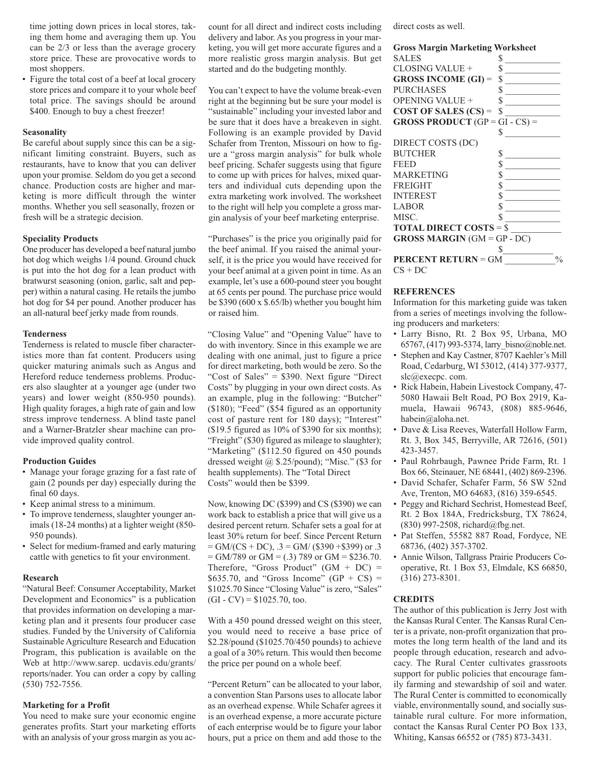time jotting down prices in local stores, taking them home and averaging them up. You can be 2/3 or less than the average grocery store price. These are provocative words to most shoppers.

- Figure the total cost of a beef at local grocery store prices and compare it to your whole beef total price. The savings should be around $400. Enough to buy a chest freezer!

**Seasonality**

Be careful about supply since this can be a significant limiting constraint. Buyers, such as restaurants, have to know that you can deliver upon your promise. Seldom do you get a second chance. Production costs are higher and marketing is more difficult through the winter months. Whether you sell seasonally, frozen or fresh will be a strategic decision.

**Speciality Products**

One producer has developed a beef natural jumbo hot dog which weighs 1/4 pound. Ground chuck is put into the hot dog for a lean product with bratwurst seasoning (onion, garlic, salt and pepper) within a natural casing. He retails the jumbo hot dog for $4 per pound. Another producer has an all-natural beef jerky made from rounds.

**Tenderness**

Tenderness is related to muscle fiber characteristics more than fat content. Producers using quicker maturing animals such as Angus and Hereford reduce tenderness problems. Producers also slaughter at a younger age (under two years) and lower weight (850-950 pounds). High quality forages, a high rate of gain and low stress improve tenderness. A blind taste panel and a Warner-Bratzler shear machine can provide improved quality control.

**Production Guides**

- Manage your forage grazing for a fast rate of gain (2 pounds per day) especially during the final 60 days.
- Keep animal stress to a minimum.
- To improve tenderness, slaughter younger animals (18-24 months) at a lighter weight (850-950 pounds).
- Select for medium-framed and early maturing cattle with genetics to fit your environment.

**Research**

"Natural Beef: Consumer Acceptability, Market Development and Economics" is a publication that provides information on developing a marketing plan and it presents four producer case studies. Funded by the University of California Sustainable Agriculture Research and Education Program, this publication is available on the Web at http://www.sarep. ucdavis.edu/grants/reports/nader. You can order a copy by calling (530) 752-7556.

**Marketing for a Profit**

You need to make sure your economic engine generates profits. Start your marketing efforts with an analysis of your gross margin as you account for all direct and indirect costs including delivery and labor. As you progress in your marketing, you will get more accurate figures and a more realistic gross margin analysis. But get started and do the budgeting monthly.

You can't expect to have the volume break-even right at the beginning but be sure your model is "sustainable" including your invested labor and be sure that it does have a breakeven in sight. Following is an example provided by David Schafer from Trenton, Missouri on how to figure a "gross margin analysis" for bulk whole beef pricing. Schafer suggests using that figure to come up with prices for halves, mixed quarters and individual cuts depending upon the extra marketing work involved. The worksheet to the right will help you complete a gross margin analysis of your beef marketing enterprise.

"Purchases" is the price you originally paid for the beef animal. If you raised the animal yourself, it is the price you would have received for your beef animal at a given point in time. As an example, let's use a 600-pound steer you bought at 65 cents per pound. The purchase price would be $390 (600 x $.65/lb) whether you bought him or raised him.

"Closing Value" and "Opening Value" have to do with inventory. Since in this example we are dealing with one animal, just to figure a price for direct marketing, both would be zero. So the "Cost of Sales" = $390. Next figure "Direct Costs" by plugging in your own direct costs. As an example, plug in the following: "Butcher" ($180); "Feed" ($54 figured as an opportunity cost of pasture rent for 180 days); "Interest" ($19.5 figured as 10% of $390 for six months); "Freight" ($30) figured as mileage to slaughter); "Marketing" ($112.50 figured on 450 pounds dressed weight @ $.25/pound); "Misc." ($3 for health supplements). The "Total Direct Costs" would then be $399.

Now, knowing DC ($399) and CS ($390) we can work back to establish a price that will give us a desired percent return. Schafer sets a goal for at least 30% return for beef. Since Percent Return = GM/(CS + DC), .3 = GM/ ($390 +$399) or .3 = GM/789 or GM = (.3) 789 or GM = $236.70. Therefore, "Gross Product" (GM + DC) = $635.70, and "Gross Income" (GP + CS) = $1025.70 Since "Closing Value" is zero, "Sales" (GI - CV) = $1025.70, too.

With a 450 pound dressed weight on this steer, you would need to receive a base price of $2.28/pound ($1025.70/450 pounds) to achieve a goal of a 30% return. This would then become the price per pound on a whole beef.

"Percent Return" can be allocated to your labor, a convention Stan Parsons uses to allocate labor as an overhead expense. While Schafer agrees it is an overhead expense, a more accurate picture of each enterprise would be to figure your labor hours, put a price on them and add those to the direct costs as well.

**Gross Margin Marketing Worksheet**

| | |
|---|---|
| SALES | $ ____________ |
| CLOSING VALUE + | $ ____________ |
| **GROSS INCOME (GI)** = | $ ____________ |
| PURCHASES | $ ____________ |
| OPENING VALUE + | $ ____________ |
| **COST OF SALES (CS)** = | $ ____________ |
| **GROSS PRODUCT** (GP = GI - CS) = | $ ____________ |
| DIRECT COSTS (DC) | |
| BUTCHER | $ ____________ |
| FEED | $ ____________ |
| MARKETING | $ ____________ |
| FREIGHT | $ ____________ |
| INTEREST | $ ____________ |
| LABOR | $ ____________ |
| MISC. | $ ____________ |
| **TOTAL DIRECT COSTS** = | $ ____________ |
| **GROSS MARGIN** (GM = GP - DC) | $ ____________ |
| **PERCENT RETURN** = GM / CS + DC | ____________ % |

**REFERENCES**

Information for this marketing guide was taken from a series of meetings involving the following producers and marketers:

- Larry Bisno, Rt. 2 Box 95, Urbana, MO 65767, (417) 993-5374, larry_bisno@noble.net.
- Stephen and Kay Castner, 8707 Kaehler's Mill Road, Cedarburg, WI 53012, (414) 377-9377, slc@execpc. com.
- Rick Habein, Habein Livestock Company, 47-5080 Hawaii Belt Road, PO Box 2919, Kamuela, Hawaii 96743, (808) 885-9646, habein@aloha.net.
- Dave & Lisa Reeves, Waterfall Hollow Farm, Rt. 3, Box 345, Berryville, AR 72616, (501) 423-3457.
- Paul Rohrbaugh, Pawnee Pride Farm, Rt. 1 Box 66, Steinauer, NE 68441, (402) 869-2396.
- David Schafer, Schafer Farm, 56 SW 52nd Ave, Trenton, MO 64683, (816) 359-6545.
- Peggy and Richard Sechrist, Homestead Beef, Rt. 2 Box 184A, Fredricksburg, TX 78624, (830) 997-2508, richard@fbg.net.
- Pat Steffen, 55582 887 Road, Fordyce, NE 68736, (402) 357-3702.
- Annie Wilson, Tallgrass Prairie Producers Cooperative, Rt. 1 Box 53, Elmdale, KS 66850, (316) 273-8301.

**CREDITS**

The author of this publication is Jerry Jost with the Kansas Rural Center. The Kansas Rural Center is a private, non-profit organization that promotes the long term health of the land and its people through education, research and advocacy. The Rural Center cultivates grassroots support for public policies that encourage family farming and stewardship of soil and water. The Rural Center is committed to economically viable, environmentally sound, and socially sustainable rural culture. For more information, contact the Kansas Rural Center PO Box 133, Whiting, Kansas 66552 or (785) 873-3431.